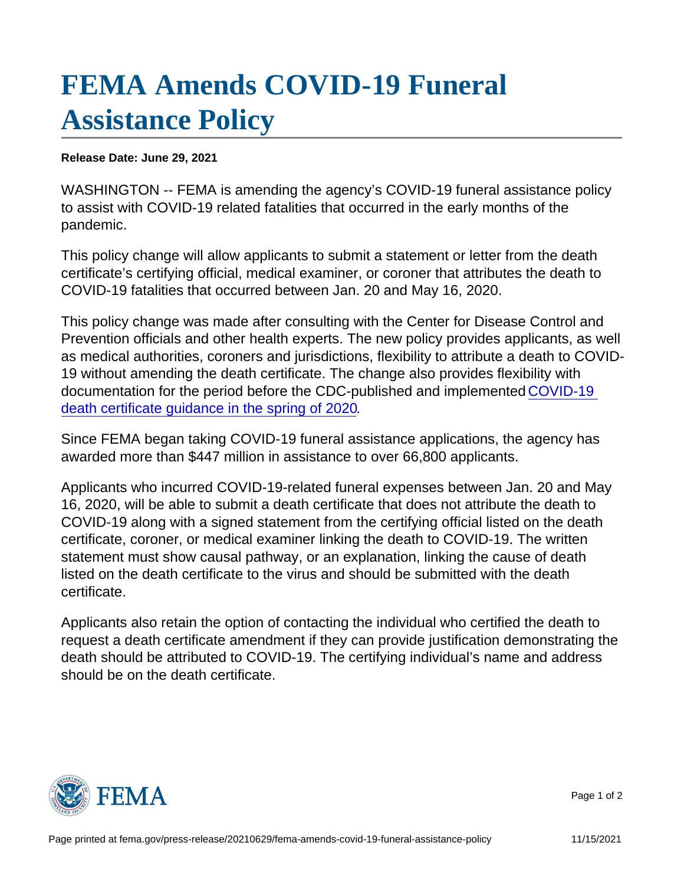# FEMA Amends COVID-19 Funeral Assistance Policy

**Release Date: June 29, 2021**

WASHINGTON -- FEMA is amending the agency's COVID-19 funeral assistance policy to assist with COVID-19 related fatalities that occurred in the early months of the pandemic.

This policy change will allow applicants to submit a statement or letter from the death certificate's certifying official, medical examiner, or coroner that attributes the death to COVID-19 fatalities that occurred between Jan. 20 and May 16, 2020.

This policy change was made after consulting with the Center for Disease Control and Prevention officials and other health experts. The new policy provides applicants, as well as medical authorities, coroners and jurisdictions, flexibility to attribute a death to COVID-19 without amending the death certificate. The change also provides flexibility with documentation for the period before the CDC-published and implemented COVID-19 death certificate guidance in the spring of 2020.

Since FEMA began taking COVID-19 funeral assistance applications, the agency has awarded more than $447 million in assistance to over 66,800 applicants.

Applicants who incurred COVID-19-related funeral expenses between Jan. 20 and May 16, 2020, will be able to submit a death certificate that does not attribute the death to COVID-19 along with a signed statement from the certifying official listed on the death certificate, coroner, or medical examiner linking the death to COVID-19. The written statement must show causal pathway, or an explanation, linking the cause of death listed on the death certificate to the virus and should be submitted with the death certificate.

Applicants also retain the option of contacting the individual who certified the death to request a death certificate amendment if they can provide justification demonstrating the death should be attributed to COVID-19. The certifying individual's name and address should be on the death certificate.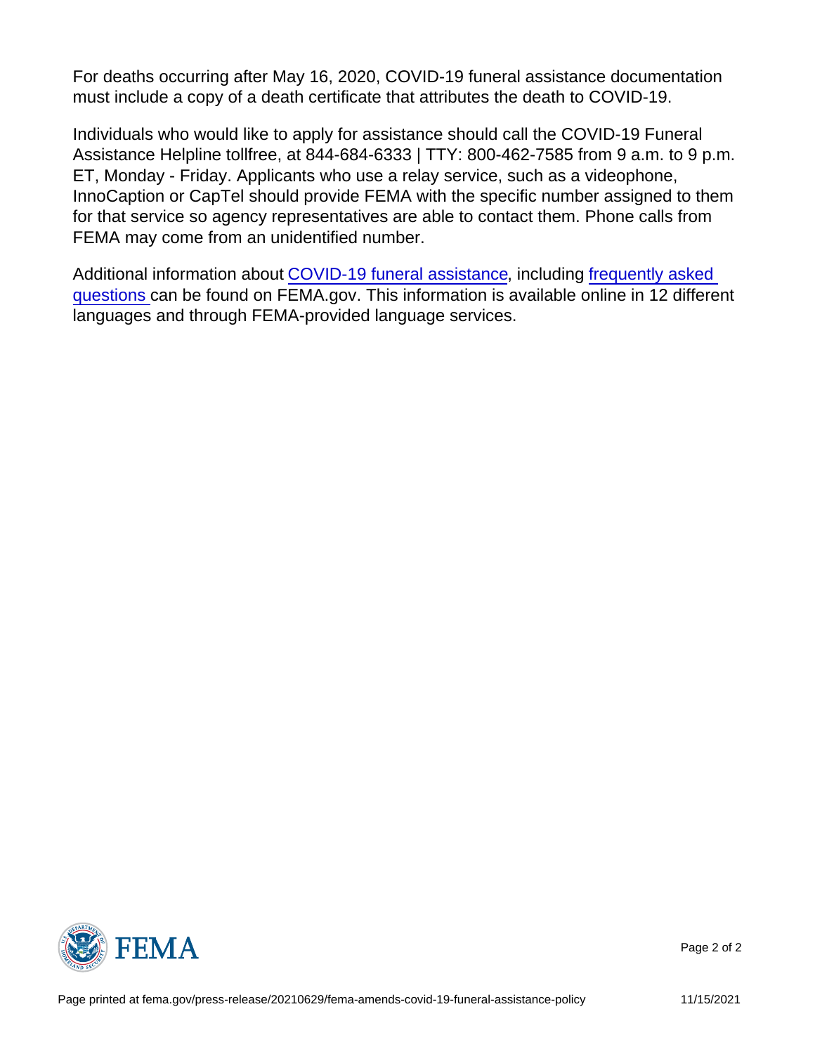For deaths occurring after May 16, 2020, COVID-19 funeral assistance documentation must include a copy of a death certificate that attributes the death to COVID-19.

Individuals who would like to apply for assistance should call the COVID-19 Funeral Assistance Helpline tollfree, at 844-684-6333 | TTY: 800-462-7585 from 9 a.m. to 9 p.m. ET, Monday - Friday. Applicants who use a relay service, such as a videophone, InnoCaption or CapTel should provide FEMA with the specific number assigned to them for that service so agency representatives are able to contact them. Phone calls from FEMA may come from an unidentified number.

Additional information about COVID-19 funeral assistance, including frequently asked questions can be found on FEMA.gov. This information is available online in 12 different languages and through FEMA-provided language services.